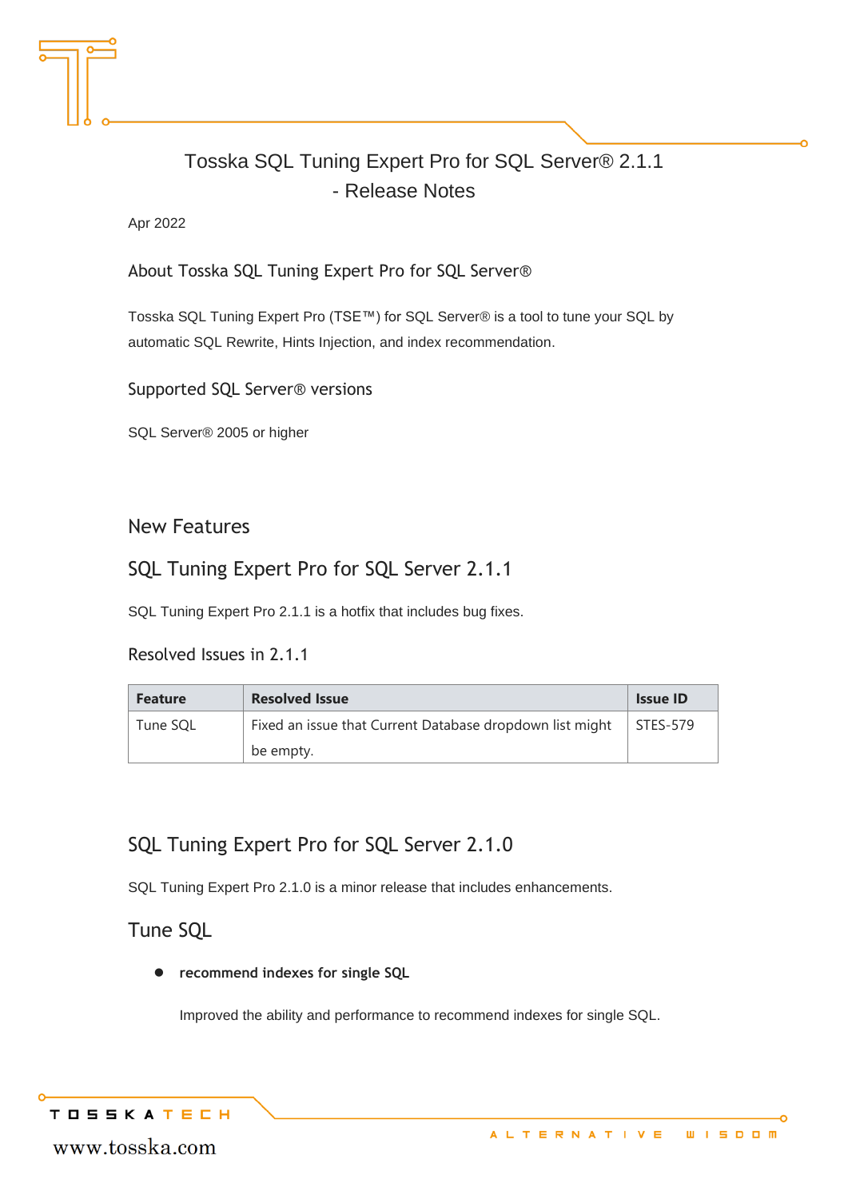# Tosska SQL Tuning Expert Pro for SQL Server® 2.1.1 - Release Notes

Apr 2022

## About Tosska SQL Tuning Expert Pro for SQL Server®

Tosska SQL Tuning Expert Pro (TSE™) for SQL Server® is a tool to tune your SQL by automatic SQL Rewrite, Hints Injection, and index recommendation.

## Supported SQL Server® versions

SQL Server® 2005 or higher

## New Features

## SQL Tuning Expert Pro for SQL Server 2.1.1

SQL Tuning Expert Pro 2.1.1 is a hotfix that includes bug fixes.

### Resolved Issues in 2.1.1

| Feature | Resolved Issue | Issue ID |
| --- | --- | --- |
| Tune SQL | Fixed an issue that Current Database dropdown list might be empty. | STES-579 |

## SQL Tuning Expert Pro for SQL Server 2.1.0

SQL Tuning Expert Pro 2.1.0 is a minor release that includes enhancements.

### Tune SQL

- **recommend indexes for single SQL**

  Improved the ability and performance to recommend indexes for single SQL.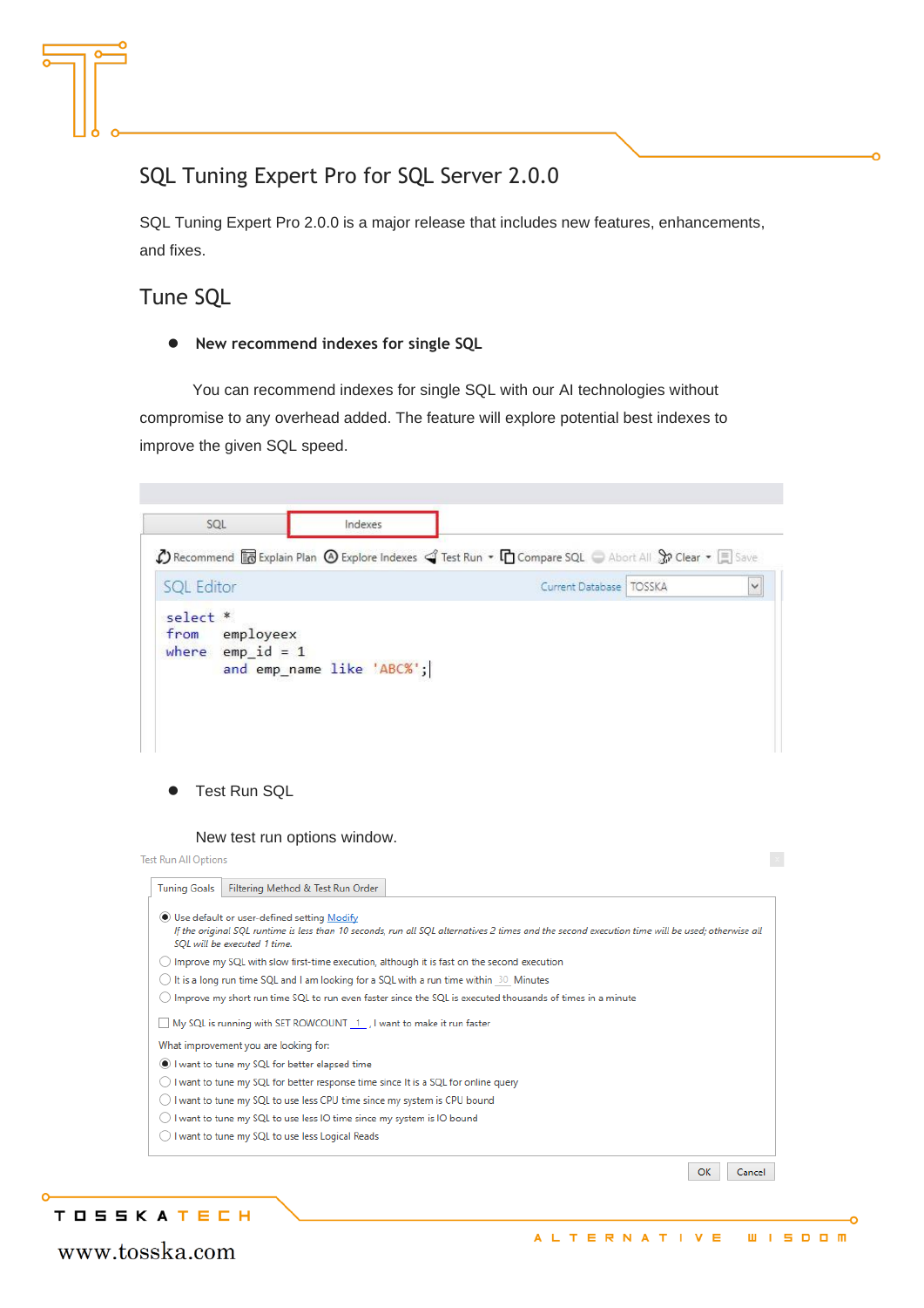# SQL Tuning Expert Pro for SQL Server 2.0.0

SQL Tuning Expert Pro 2.0.0 is a major release that includes new features, enhancements, and fixes.

## Tune SQL

- **New recommend indexes for single SQL**

You can recommend indexes for single SQL with our AI technologies without compromise to any overhead added. The feature will explore potential best indexes to improve the given SQL speed.

SQL | Indexes

Recommend | Explain Plan | Explore Indexes | Test Run | Compare SQL | Abort All | Clear | Save

SQL Editor — Current Database: TOSSKA

```sql
select *
from   employeex
where  emp_id = 1
       and emp_name like 'ABC%';
```

- Test Run SQL

New test run options window.

Test Run All Options

Tuning Goals | Filtering Method & Test Run Order

- (●) Use default or user-defined setting Modify
  *If the original SQL runtime is less than 10 seconds, run all SQL alternatives 2 times and the second execution time will be used; otherwise all SQL will be executed 1 time.*
- ( ) Improve my SQL with slow first-time execution, although it is fast on the second execution
- ( ) It is a long run time SQL and I am looking for a SQL with a run time within 30 Minutes
- ( ) Improve my short run time SQL to run even faster since the SQL is executed thousands of times in a minute

[ ] My SQL is running with SET ROWCOUNT 1 , I want to make it run faster

What improvement you are looking for:

- (●) I want to tune my SQL for better elapsed time
- ( ) I want to tune my SQL for better response time since It is a SQL for online query
- ( ) I want to tune my SQL to use less CPU time since my system is CPU bound
- ( ) I want to tune my SQL to use less IO time since my system is IO bound
- ( ) I want to tune my SQL to use less Logical Reads

OK | Cancel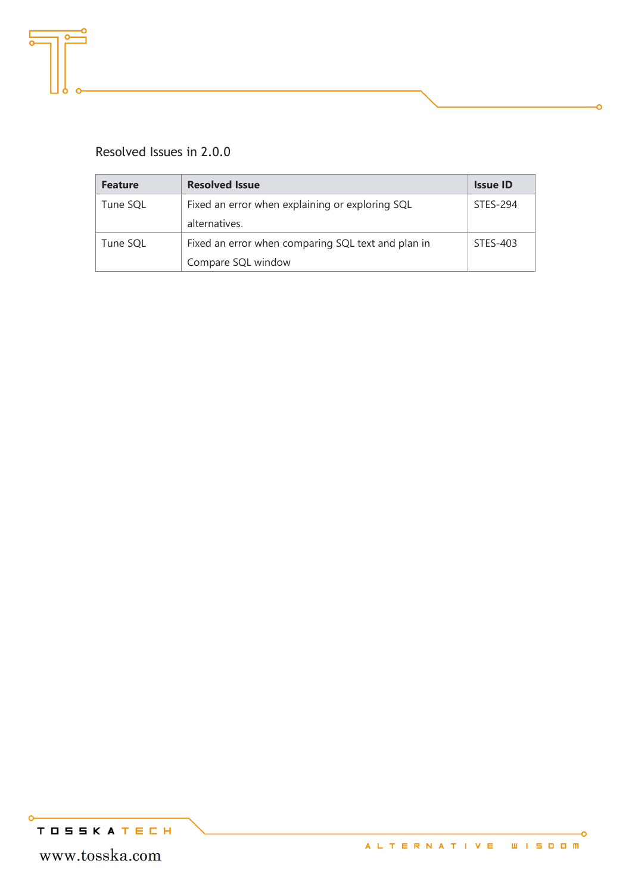Resolved Issues in 2.0.0

| Feature | Resolved Issue | Issue ID |
|---|---|---|
| Tune SQL | Fixed an error when explaining or exploring SQL alternatives. | STES-294 |
| Tune SQL | Fixed an error when comparing SQL text and plan in Compare SQL window | STES-403 |